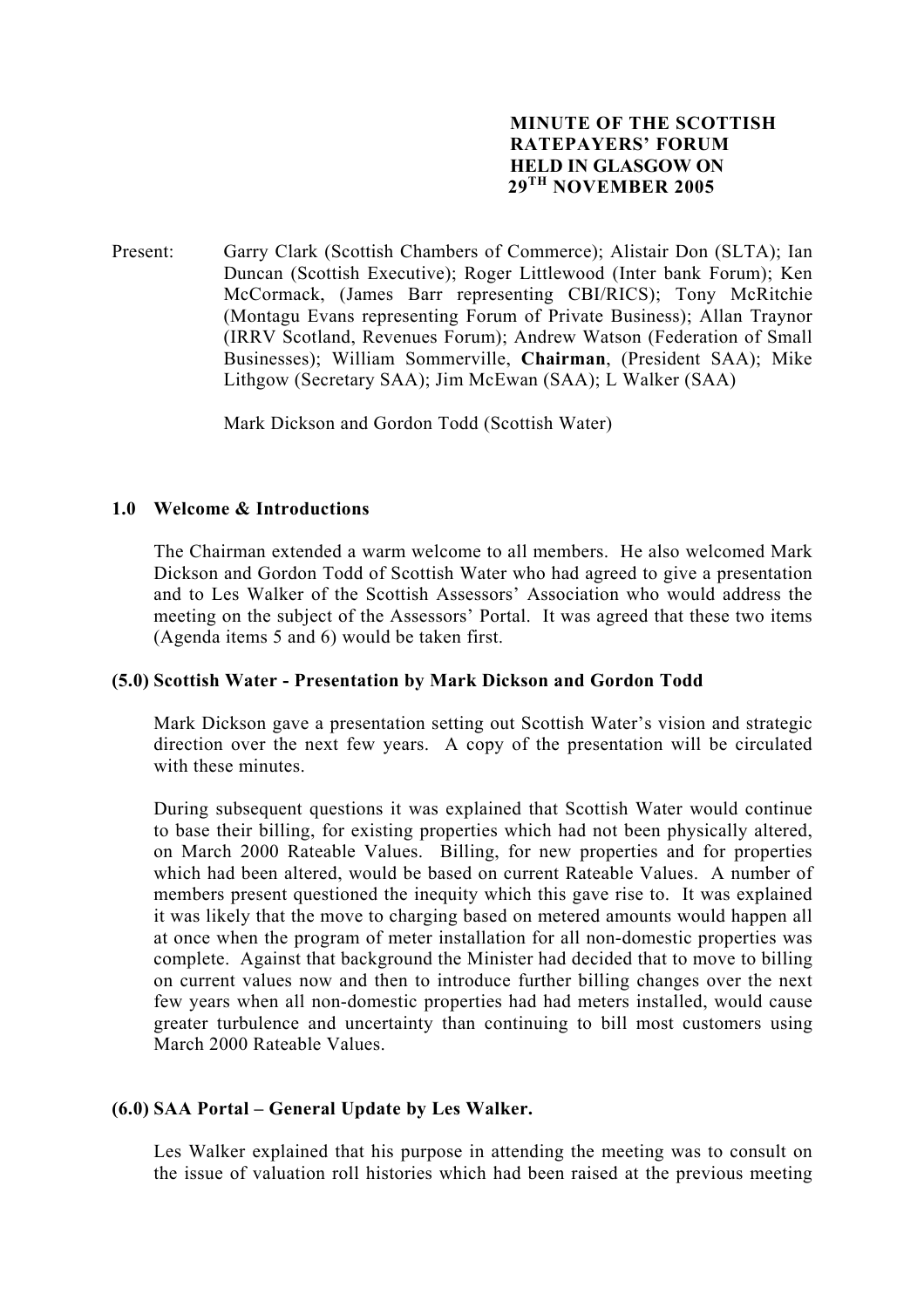# MINUTE OF THE SCOTTISH RATEPAYERS' FORUM HELD IN GLASGOW ON 29TH NOVEMBER 2005

Present: Garry Clark (Scottish Chambers of Commerce); Alistair Don (SLTA); Ian Duncan (Scottish Executive); Roger Littlewood (Inter bank Forum); Ken McCormack, (James Barr representing CBI/RICS); Tony McRitchie (Montagu Evans representing Forum of Private Business); Allan Traynor (IRRV Scotland, Revenues Forum); Andrew Watson (Federation of Small Businesses); William Sommerville, **Chairman**, (President SAA); Mike Lithgow (Secretary SAA); Jim McEwan (SAA); L Walker (SAA)

Mark Dickson and Gordon Todd (Scottish Water)

## 1.0 Welcome & Introductions

The Chairman extended a warm welcome to all members. He also welcomed Mark Dickson and Gordon Todd of Scottish Water who had agreed to give a presentation and to Les Walker of the Scottish Assessors' Association who would address the meeting on the subject of the Assessors' Portal. It was agreed that these two items (Agenda items 5 and 6) would be taken first.

## (5.0) Scottish Water - Presentation by Mark Dickson and Gordon Todd

Mark Dickson gave a presentation setting out Scottish Water's vision and strategic direction over the next few years. A copy of the presentation will be circulated with these minutes.

During subsequent questions it was explained that Scottish Water would continue to base their billing, for existing properties which had not been physically altered, on March 2000 Rateable Values. Billing, for new properties and for properties which had been altered, would be based on current Rateable Values. A number of members present questioned the inequity which this gave rise to. It was explained it was likely that the move to charging based on metered amounts would happen all at once when the program of meter installation for all non-domestic properties was complete. Against that background the Minister had decided that to move to billing on current values now and then to introduce further billing changes over the next few years when all non-domestic properties had had meters installed, would cause greater turbulence and uncertainty than continuing to bill most customers using March 2000 Rateable Values.

## (6.0) SAA Portal – General Update by Les Walker.

Les Walker explained that his purpose in attending the meeting was to consult on the issue of valuation roll histories which had been raised at the previous meeting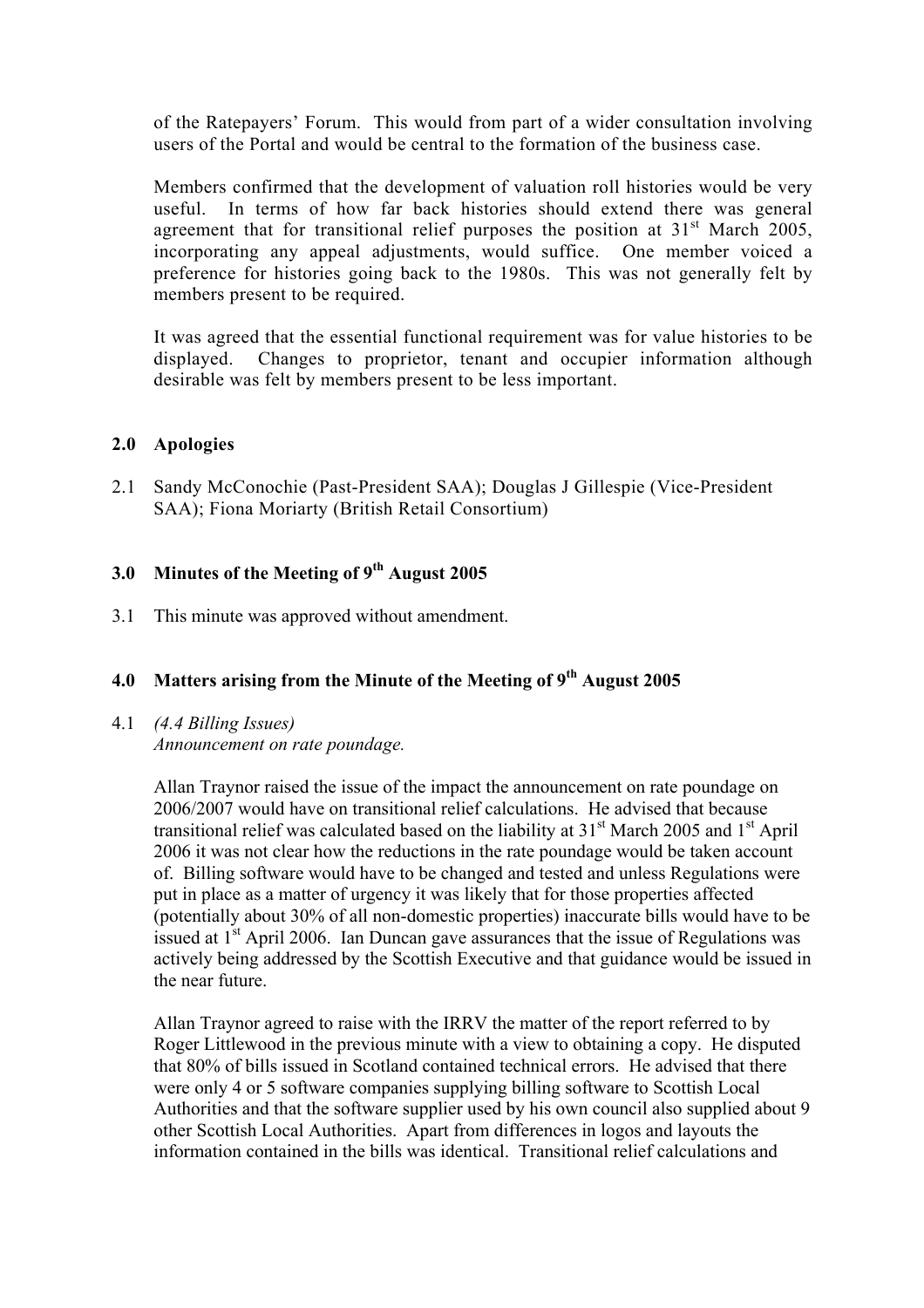of the Ratepayers' Forum. This would from part of a wider consultation involving users of the Portal and would be central to the formation of the business case.

Members confirmed that the development of valuation roll histories would be very useful. In terms of how far back histories should extend there was general agreement that for transitional relief purposes the position at 31st March 2005, incorporating any appeal adjustments, would suffice. One member voiced a preference for histories going back to the 1980s. This was not generally felt by members present to be required.

It was agreed that the essential functional requirement was for value histories to be displayed. Changes to proprietor, tenant and occupier information although desirable was felt by members present to be less important.

## 2.0 Apologies

2.1 Sandy McConochie (Past-President SAA); Douglas J Gillespie (Vice-President SAA); Fiona Moriarty (British Retail Consortium)

## 3.0 Minutes of the Meeting of 9th August 2005

3.1 This minute was approved without amendment.

## 4.0 Matters arising from the Minute of the Meeting of 9th August 2005

4.1 *(4.4 Billing Issues)*
*Announcement on rate poundage.*

Allan Traynor raised the issue of the impact the announcement on rate poundage on 2006/2007 would have on transitional relief calculations. He advised that because transitional relief was calculated based on the liability at 31st March 2005 and 1st April 2006 it was not clear how the reductions in the rate poundage would be taken account of. Billing software would have to be changed and tested and unless Regulations were put in place as a matter of urgency it was likely that for those properties affected (potentially about 30% of all non-domestic properties) inaccurate bills would have to be issued at 1st April 2006. Ian Duncan gave assurances that the issue of Regulations was actively being addressed by the Scottish Executive and that guidance would be issued in the near future.

Allan Traynor agreed to raise with the IRRV the matter of the report referred to by Roger Littlewood in the previous minute with a view to obtaining a copy. He disputed that 80% of bills issued in Scotland contained technical errors. He advised that there were only 4 or 5 software companies supplying billing software to Scottish Local Authorities and that the software supplier used by his own council also supplied about 9 other Scottish Local Authorities. Apart from differences in logos and layouts the information contained in the bills was identical. Transitional relief calculations and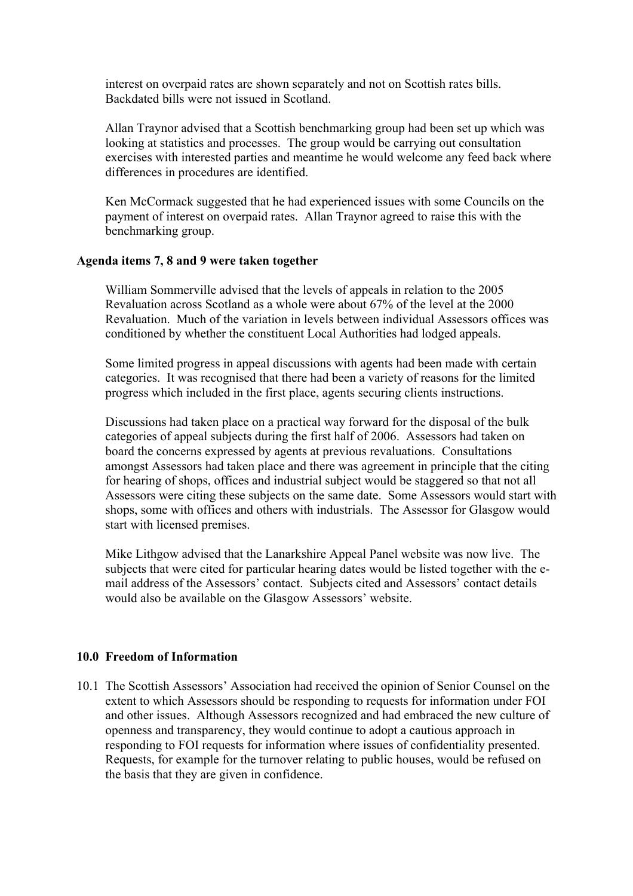interest on overpaid rates are shown separately and not on Scottish rates bills. Backdated bills were not issued in Scotland.

Allan Traynor advised that a Scottish benchmarking group had been set up which was looking at statistics and processes. The group would be carrying out consultation exercises with interested parties and meantime he would welcome any feed back where differences in procedures are identified.

Ken McCormack suggested that he had experienced issues with some Councils on the payment of interest on overpaid rates. Allan Traynor agreed to raise this with the benchmarking group.

**Agenda items 7, 8 and 9 were taken together**

William Sommerville advised that the levels of appeals in relation to the 2005 Revaluation across Scotland as a whole were about 67% of the level at the 2000 Revaluation. Much of the variation in levels between individual Assessors offices was conditioned by whether the constituent Local Authorities had lodged appeals.

Some limited progress in appeal discussions with agents had been made with certain categories. It was recognised that there had been a variety of reasons for the limited progress which included in the first place, agents securing clients instructions.

Discussions had taken place on a practical way forward for the disposal of the bulk categories of appeal subjects during the first half of 2006. Assessors had taken on board the concerns expressed by agents at previous revaluations. Consultations amongst Assessors had taken place and there was agreement in principle that the citing for hearing of shops, offices and industrial subject would be staggered so that not all Assessors were citing these subjects on the same date. Some Assessors would start with shops, some with offices and others with industrials. The Assessor for Glasgow would start with licensed premises.

Mike Lithgow advised that the Lanarkshire Appeal Panel website was now live. The subjects that were cited for particular hearing dates would be listed together with the e-mail address of the Assessors' contact. Subjects cited and Assessors' contact details would also be available on the Glasgow Assessors' website.

**10.0 Freedom of Information**

10.1 The Scottish Assessors' Association had received the opinion of Senior Counsel on the extent to which Assessors should be responding to requests for information under FOI and other issues. Although Assessors recognized and had embraced the new culture of openness and transparency, they would continue to adopt a cautious approach in responding to FOI requests for information where issues of confidentiality presented. Requests, for example for the turnover relating to public houses, would be refused on the basis that they are given in confidence.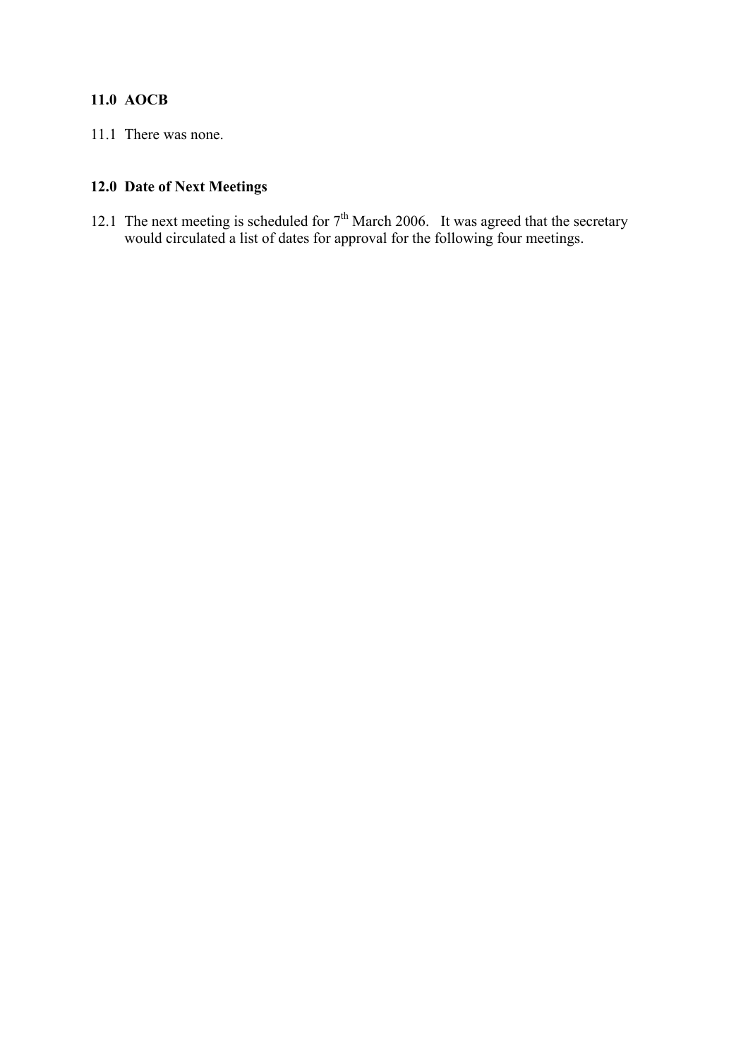## 11.0 AOCB

11.1 There was none.

## 12.0 Date of Next Meetings

12.1 The next meeting is scheduled for 7th March 2006. It was agreed that the secretary would circulated a list of dates for approval for the following four meetings.